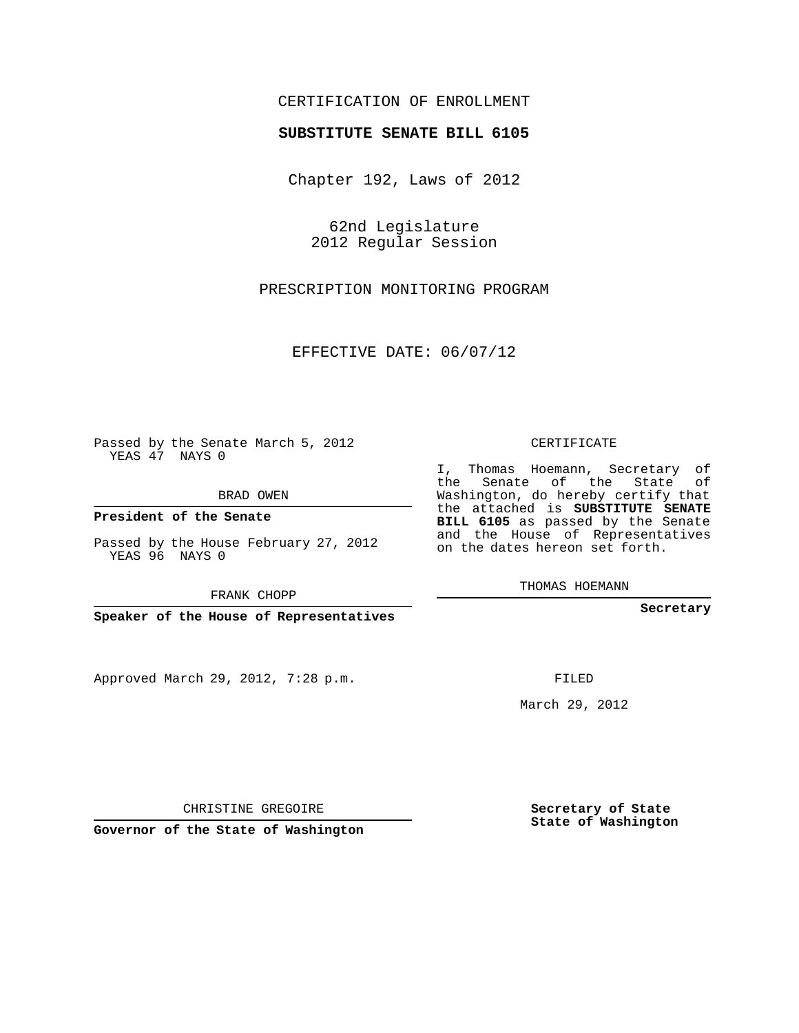CERTIFICATION OF ENROLLMENT

**SUBSTITUTE SENATE BILL 6105**

Chapter 192, Laws of 2012

62nd Legislature
2012 Regular Session

PRESCRIPTION MONITORING PROGRAM

EFFECTIVE DATE: 06/07/12

Passed by the Senate March 5, 2012
YEAS 47 NAYS 0

BRAD OWEN

**President of the Senate**

Passed by the House February 27, 2012
YEAS 96 NAYS 0

FRANK CHOPP

**Speaker of the House of Representatives**

CERTIFICATE

I, Thomas Hoemann, Secretary of the Senate of the State of Washington, do hereby certify that the attached is **SUBSTITUTE SENATE BILL 6105** as passed by the Senate and the House of Representatives on the dates hereon set forth.

THOMAS HOEMANN

**Secretary**

Approved March 29, 2012, 7:28 p.m.

FILED

March 29, 2012

CHRISTINE GREGOIRE

**Governor of the State of Washington**

**Secretary of State**
**State of Washington**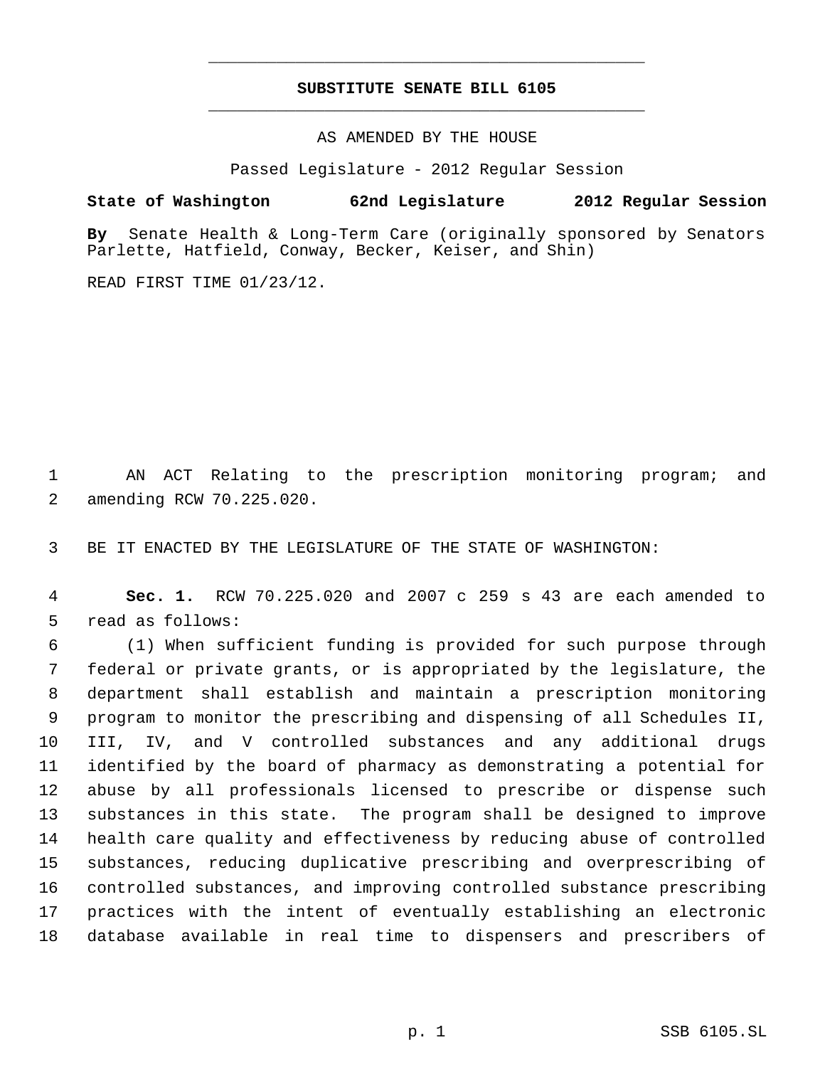**SUBSTITUTE SENATE BILL 6105**

AS AMENDED BY THE HOUSE

Passed Legislature - 2012 Regular Session

**State of Washington 62nd Legislature 2012 Regular Session**

**By** Senate Health & Long-Term Care (originally sponsored by Senators Parlette, Hatfield, Conway, Becker, Keiser, and Shin)

READ FIRST TIME 01/23/12.

AN ACT Relating to the prescription monitoring program; and amending RCW 70.225.020.

BE IT ENACTED BY THE LEGISLATURE OF THE STATE OF WASHINGTON:

**Sec. 1.** RCW 70.225.020 and 2007 c 259 s 43 are each amended to read as follows:

(1) When sufficient funding is provided for such purpose through federal or private grants, or is appropriated by the legislature, the department shall establish and maintain a prescription monitoring program to monitor the prescribing and dispensing of all Schedules II, III, IV, and V controlled substances and any additional drugs identified by the board of pharmacy as demonstrating a potential for abuse by all professionals licensed to prescribe or dispense such substances in this state. The program shall be designed to improve health care quality and effectiveness by reducing abuse of controlled substances, reducing duplicative prescribing and overprescribing of controlled substances, and improving controlled substance prescribing practices with the intent of eventually establishing an electronic database available in real time to dispensers and prescribers of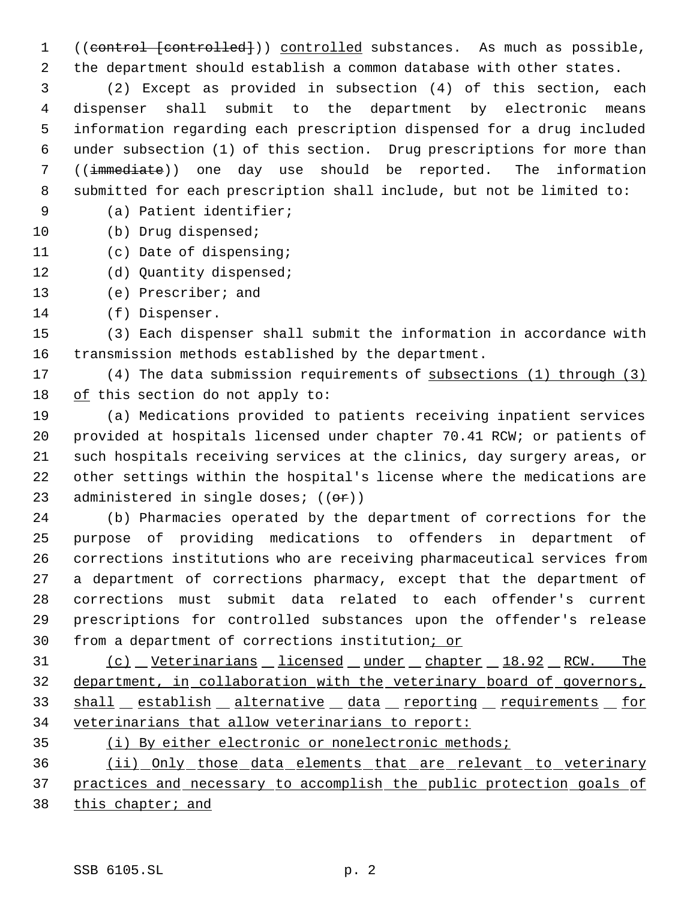((~~control [controlled]~~)) <u>controlled</u> substances. As much as possible, the department should establish a common database with other states.

(2) Except as provided in subsection (4) of this section, each dispenser shall submit to the department by electronic means information regarding each prescription dispensed for a drug included under subsection (1) of this section. Drug prescriptions for more than ((~~immediate~~)) one day use should be reported. The information submitted for each prescription shall include, but not be limited to:

(a) Patient identifier;

(b) Drug dispensed;

(c) Date of dispensing;

(d) Quantity dispensed;

(e) Prescriber; and

(f) Dispenser.

(3) Each dispenser shall submit the information in accordance with transmission methods established by the department.

(4) The data submission requirements of <u>subsections (1) through (3) of</u> this section do not apply to:

(a) Medications provided to patients receiving inpatient services provided at hospitals licensed under chapter 70.41 RCW; or patients of such hospitals receiving services at the clinics, day surgery areas, or other settings within the hospital's license where the medications are administered in single doses; ((~~or~~))

(b) Pharmacies operated by the department of corrections for the purpose of providing medications to offenders in department of corrections institutions who are receiving pharmaceutical services from a department of corrections pharmacy, except that the department of corrections must submit data related to each offender's current prescriptions for controlled substances upon the offender's release from a department of corrections institution<u>; or</u>

<u>(c) Veterinarians licensed under chapter 18.92 RCW. The department, in collaboration with the veterinary board of governors, shall establish alternative data reporting requirements for veterinarians that allow veterinarians to report:</u>

<u>(i) By either electronic or nonelectronic methods;</u>

<u>(ii) Only those data elements that are relevant to veterinary practices and necessary to accomplish the public protection goals of this chapter; and</u>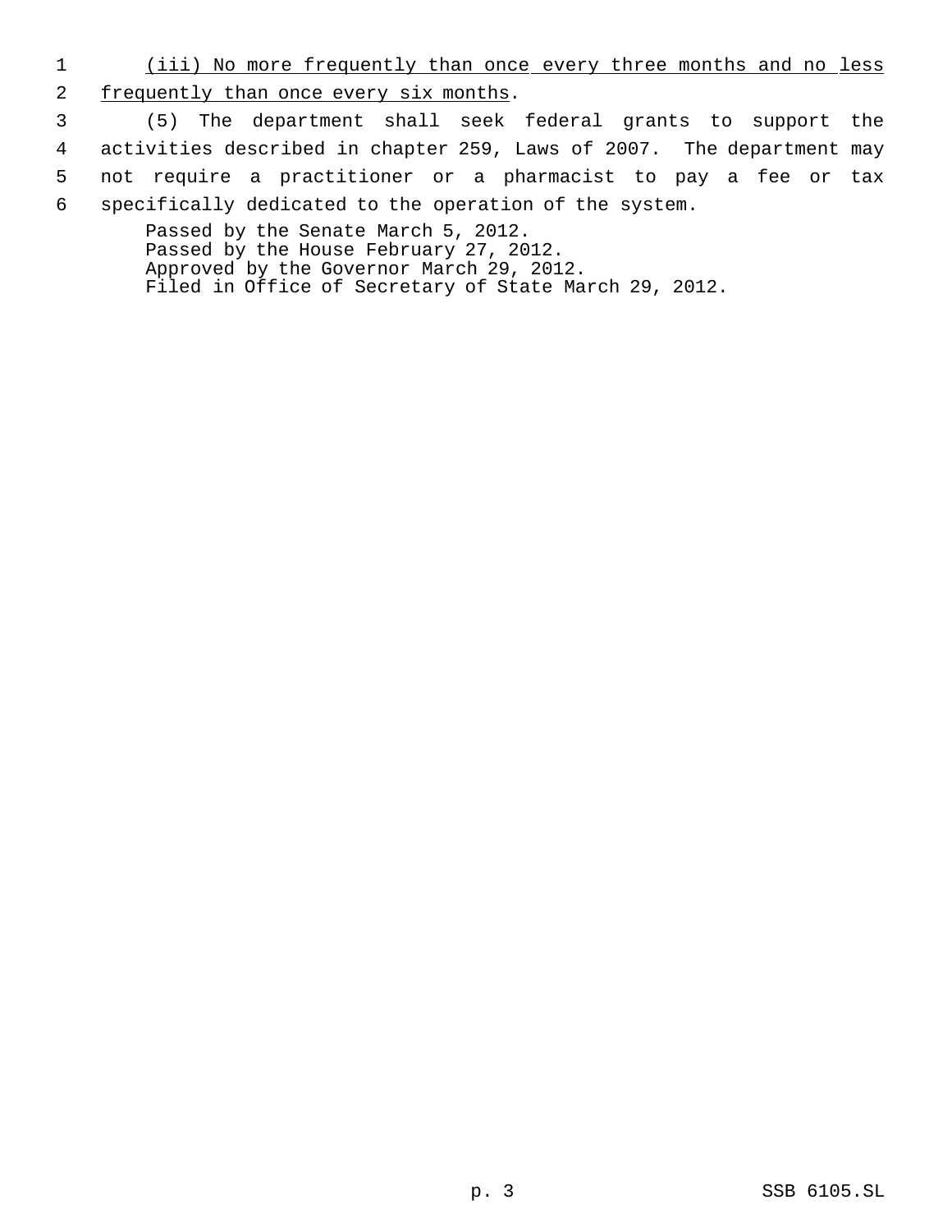(iii) No more frequently than once every three months and no less frequently than once every six months.

(5) The department shall seek federal grants to support the activities described in chapter 259, Laws of 2007. The department may not require a practitioner or a pharmacist to pay a fee or tax specifically dedicated to the operation of the system.

Passed by the Senate March 5, 2012.
Passed by the House February 27, 2012.
Approved by the Governor March 29, 2012.
Filed in Office of Secretary of State March 29, 2012.